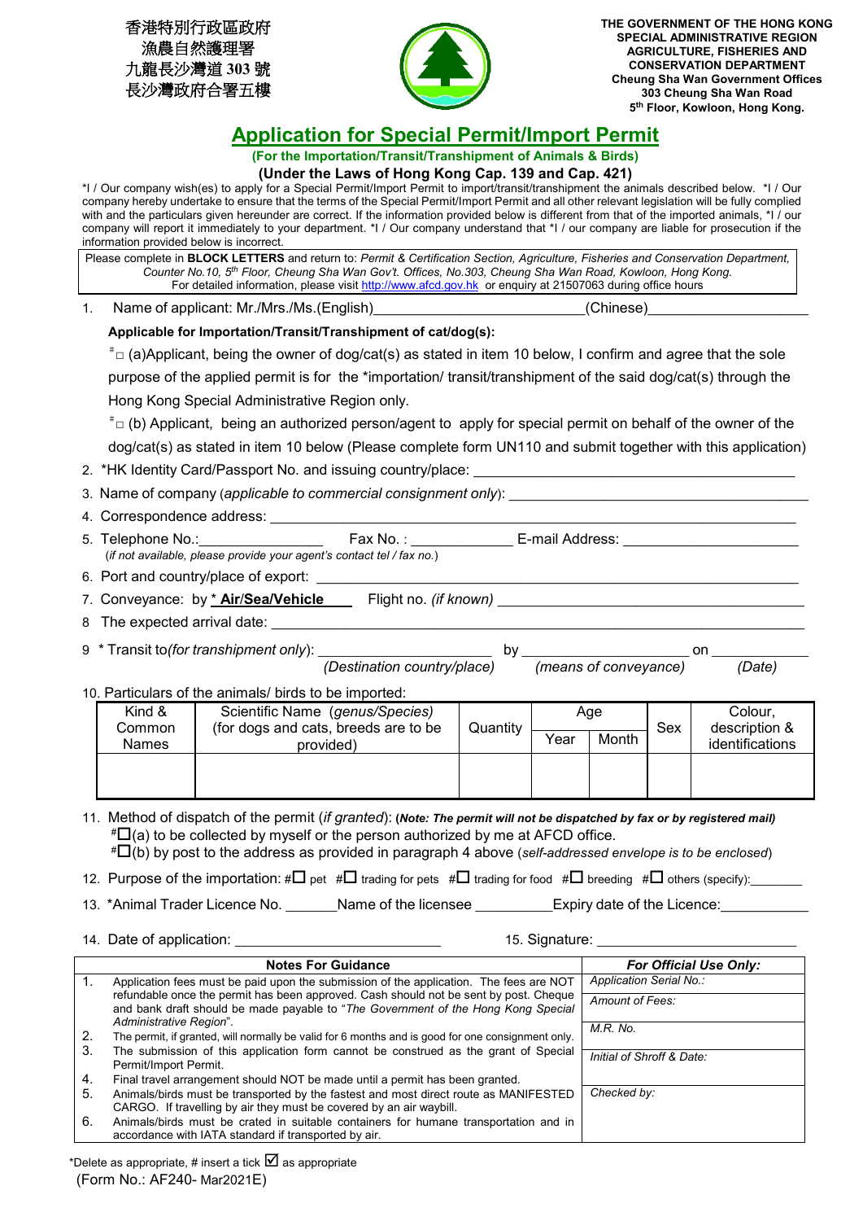香港特別行政區政府
漁農自然護理署
九龍長沙灣道 303 號
長沙灣政府合署五樓

THE GOVERNMENT OF THE HONG KONG SPECIAL ADMINISTRATIVE REGION
AGRICULTURE, FISHERIES AND CONSERVATION DEPARTMENT
Cheung Sha Wan Government Offices
303 Cheung Sha Wan Road
5th Floor, Kowloon, Hong Kong.

# Application for Special Permit/Import Permit

**(For the Importation/Transit/Transhipment of Animals & Birds)**

**(Under the Laws of Hong Kong Cap. 139 and Cap. 421)**

*I / Our company wish(es) to apply for a Special Permit/Import Permit to import/transit/transhipment the animals described below. *I / Our company hereby undertake to ensure that the terms of the Special Permit/Import Permit and all other relevant legislation will be fully complied with and the particulars given hereunder are correct. If the information provided below is different from that of the imported animals, *I / our company will report it immediately to your department. *I / Our company understand that *I / our company are liable for prosecution if the information provided below is incorrect.

Please complete in **BLOCK LETTERS** and return to: *Permit & Certification Section, Agriculture, Fisheries and Conservation Department, Counter No.10, 5th Floor, Cheung Sha Wan Gov't. Offices, No.303, Cheung Sha Wan Road, Kowloon, Hong Kong.*
For detailed information, please visit http://www.afcd.gov.hk or enquiry at 21507063 during office hours

1. Name of applicant: Mr./Mrs./Ms.(English)\_\_\_\_\_\_\_\_\_\_\_\_\_\_\_\_\_\_\_\_\_\_\_\_(Chinese)\_\_\_\_\_\_\_\_\_\_\_\_\_\_\_\_\_\_

   **Applicable for Importation/Transit/Transhipment of cat/dog(s):**

   #☐ (a)Applicant, being the owner of dog/cat(s) as stated in item 10 below, I confirm and agree that the sole purpose of the applied permit is for the *importation/ transit/transhipment of the said dog/cat(s) through the Hong Kong Special Administrative Region only.

   #☐ (b) Applicant, being an authorized person/agent to apply for special permit on behalf of the owner of the dog/cat(s) as stated in item 10 below (Please complete form UN110 and submit together with this application)

2. *HK Identity Card/Passport No. and issuing country/place: \_\_\_\_\_\_\_\_\_\_\_\_\_\_\_\_\_\_\_\_\_\_\_\_\_\_\_\_\_\_\_\_\_\_\_\_\_\_
3. Name of company (*applicable to commercial consignment only*): \_\_\_\_\_\_\_\_\_\_\_\_\_\_\_\_\_\_\_\_\_\_\_\_\_\_\_\_\_\_\_\_\_\_\_\_
4. Correspondence address: \_\_\_\_\_\_\_\_\_\_\_\_\_\_\_\_\_\_\_\_\_\_\_\_\_\_\_\_\_\_\_\_\_\_\_\_\_\_\_\_\_\_\_\_\_\_\_\_\_\_\_\_\_\_\_\_\_\_\_\_\_\_
5. Telephone No.:\_\_\_\_\_\_\_\_\_\_\_\_\_\_\_ Fax No. : \_\_\_\_\_\_\_\_\_\_\_\_ E-mail Address: \_\_\_\_\_\_\_\_\_\_\_\_\_\_\_\_\_\_\_\_\_
   (*if not available, please provide your agent's contact tel / fax no.*)
6. Port and country/place of export: \_\_\_\_\_\_\_\_\_\_\_\_\_\_\_\_\_\_\_\_\_\_\_\_\_\_\_\_\_\_\_\_\_\_\_\_\_\_\_\_\_\_\_\_\_\_\_\_\_\_\_\_\_\_\_\_
7. Conveyance: by **\* Air/Sea/Vehicle** Flight no. *(if known)* \_\_\_\_\_\_\_\_\_\_\_\_\_\_\_\_\_\_\_\_\_\_\_\_\_\_\_\_\_\_\_\_\_\_\_\_\_\_
8. The expected arrival date: \_\_\_\_\_\_\_\_\_\_\_\_\_\_\_\_\_\_\_\_\_\_\_\_\_\_\_\_\_\_\_\_\_\_\_\_\_\_\_\_\_\_\_\_\_\_\_\_\_\_\_\_\_\_\_\_\_\_\_\_\_\_\_\_
9. * Transit to*(for transhipment only)*: \_\_\_\_\_\_\_\_\_\_\_\_\_\_\_\_\_\_\_\_ by \_\_\_\_\_\_\_\_\_\_\_\_\_\_\_\_\_\_\_\_ on \_\_\_\_\_\_\_\_\_\_\_\_
   *(Destination country/place)* *(means of conveyance)* *(Date)*
10. Particulars of the animals/ birds to be imported:

| Kind & Common Names | Scientific Name (*genus/Species*) (for dogs and cats, breeds are to be provided) | Quantity | Age | | Sex | Colour, description & identifications |
|---|---|---|---|---|---|---|
| | | | Year | Month | | |
| | | | | | | |

11. Method of dispatch of the permit (*if granted*): **(*Note: The permit will not be dispatched by fax or by registered mail*)**
    #☐(a) to be collected by myself or the person authorized by me at AFCD office.
    #☐(b) by post to the address as provided in paragraph 4 above (*self-addressed envelope is to be enclosed*)
12. Purpose of the importation: #☐ pet #☐ trading for pets #☐ trading for food #☐ breeding #☐ others (specify):\_\_\_\_\_\_\_
13. *Animal Trader Licence No. \_\_\_\_\_\_\_Name of the licensee \_\_\_\_\_\_\_\_\_\_Expiry date of the Licence:\_\_\_\_\_\_\_\_\_\_\_
14. Date of application: \_\_\_\_\_\_\_\_\_\_\_\_\_\_\_\_\_\_\_\_\_\_\_\_\_ 15. Signature: \_\_\_\_\_\_\_\_\_\_\_\_\_\_\_\_\_\_\_\_\_\_\_\_\_

| Notes For Guidance | *For Official Use Only:* |
|---|---|
| 1. Application fees must be paid upon the submission of the application. The fees are NOT refundable once the permit has been approved. Cash should not be sent by post. Cheque and bank draft should be made payable to "The Government of the Hong Kong Special Administrative Region". | *Application Serial No.:* <br> *Amount of Fees:* |
| 2. The permit, if granted, will normally be valid for 6 months and is good for one consignment only. <br> 3. The submission of this application form cannot be construed as the grant of Special Permit/Import Permit. | *M.R. No.* <br> *Initial of Shroff & Date:* |
| 4. Final travel arrangement should NOT be made until a permit has been granted. <br> 5. Animals/birds must be transported by the fastest and most direct route as MANIFESTED CARGO. If travelling by air they must be covered by an air waybill. <br> 6. Animals/birds must be crated in suitable containers for humane transportation and in accordance with IATA standard if transported by air. | *Checked by:* |

*Delete as appropriate, # insert a tick ☑ as appropriate

(Form No.: AF240- Mar2021E)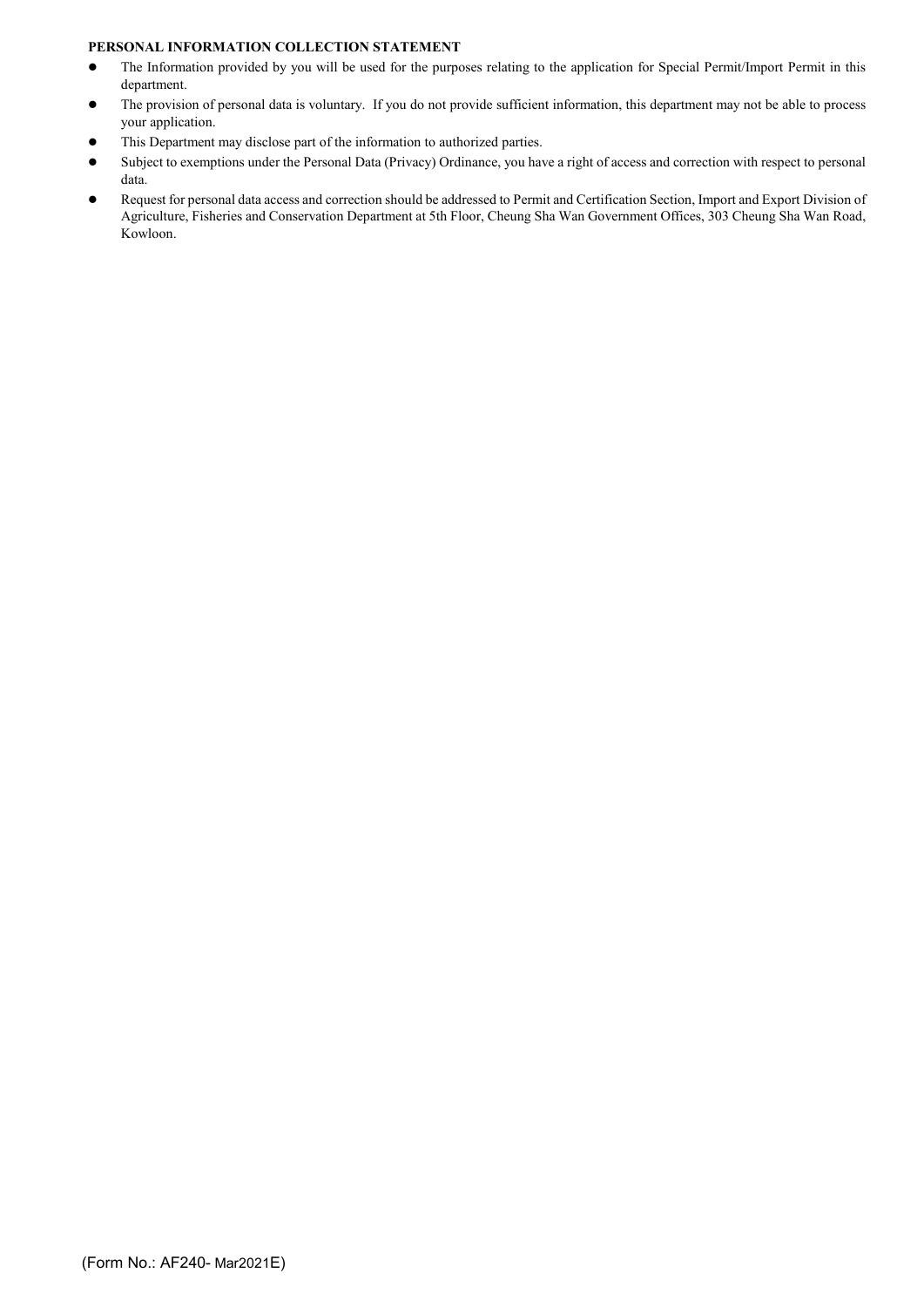**PERSONAL INFORMATION COLLECTION STATEMENT**

- The Information provided by you will be used for the purposes relating to the application for Special Permit/Import Permit in this department.
- The provision of personal data is voluntary. If you do not provide sufficient information, this department may not be able to process your application.
- This Department may disclose part of the information to authorized parties.
- Subject to exemptions under the Personal Data (Privacy) Ordinance, you have a right of access and correction with respect to personal data.
- Request for personal data access and correction should be addressed to Permit and Certification Section, Import and Export Division of Agriculture, Fisheries and Conservation Department at 5th Floor, Cheung Sha Wan Government Offices, 303 Cheung Sha Wan Road, Kowloon.

(Form No.: AF240- Mar2021E)